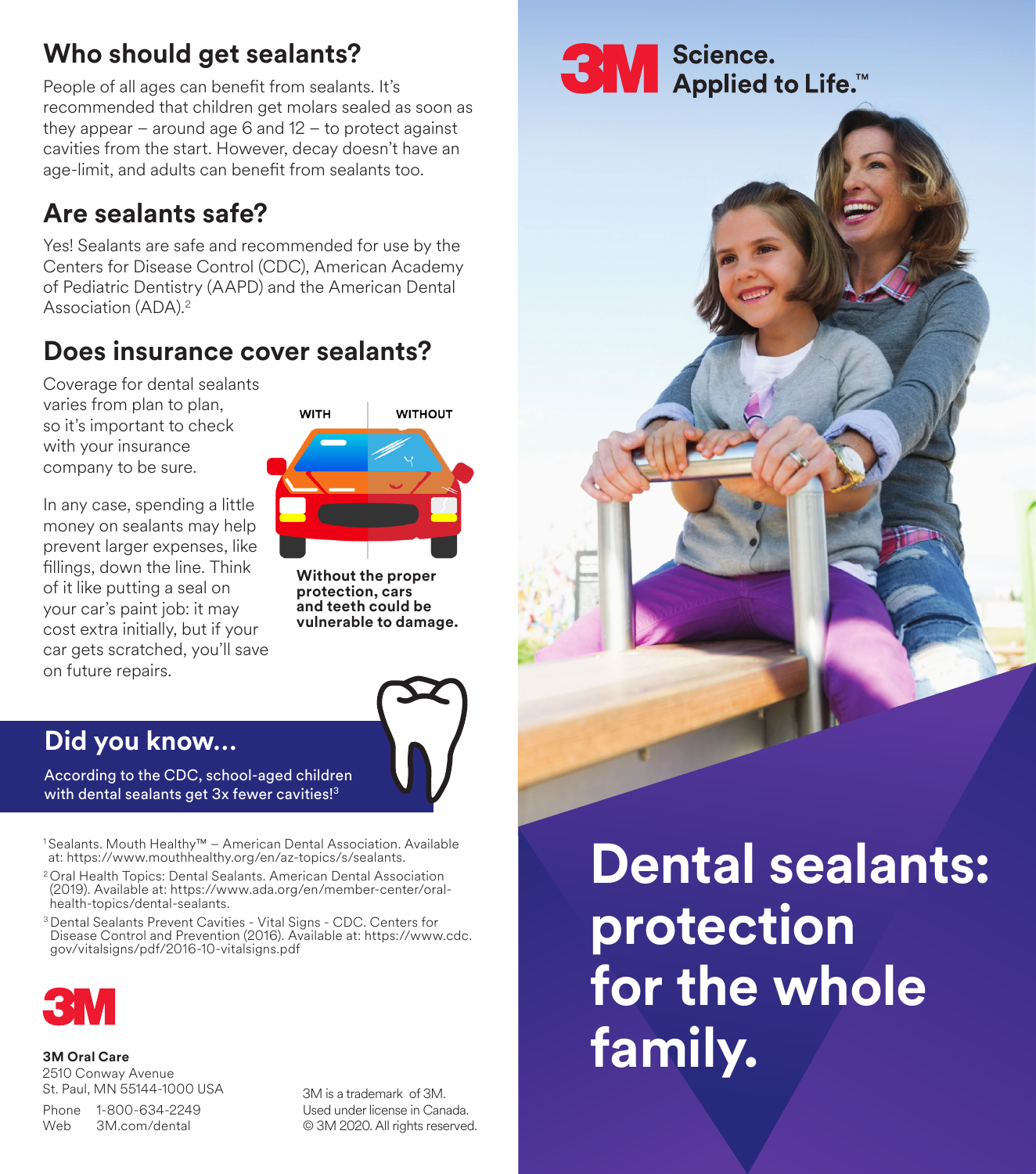## Who should get sealants?

People of all ages can benefit from sealants. It's recommended that children get molars sealed as soon as they appear – around age 6 and 12 – to protect against cavities from the start. However, decay doesn't have an age-limit, and adults can benefit from sealants too.

## Are sealants safe?

Yes! Sealants are safe and recommended for use by the Centers for Disease Control (CDC), American Academy of Pediatric Dentistry (AAPD) and the American Dental Association (ADA).[2]

## Does insurance cover sealants?

Coverage for dental sealants varies from plan to plan, so it's important to check with your insurance company to be sure.

In any case, spending a little money on sealants may help prevent larger expenses, like fillings, down the line. Think of it like putting a seal on your car's paint job: it may cost extra initially, but if your car gets scratched, you'll save on future repairs.

WITH | WITHOUT

**Without the proper protection, cars and teeth could be vulnerable to damage.**

## Did you know...

According to the CDC, school-aged children with dental sealants get 3x fewer cavities![3]

[1] Sealants. Mouth Healthy™ – American Dental Association. Available at: https://www.mouthhealthy.org/en/az-topics/s/sealants.

[2] Oral Health Topics: Dental Sealants. American Dental Association (2019). Available at: https://www.ada.org/en/member-center/oral-health-topics/dental-sealants.

[3] Dental Sealants Prevent Cavities - Vital Signs - CDC. Centers for Disease Control and Prevention (2016). Available at: https://www.cdc.gov/vitalsigns/pdf/2016-10-vitalsigns.pdf

3M

**3M Oral Care**
2510 Conway Avenue
St. Paul, MN 55144-1000 USA

Phone 1-800-634-2249
Web 3M.com/dental

3M is a trademark of 3M.
Used under license in Canada.
© 3M 2020. All rights reserved.

3M Science. Applied to Life.™

# Dental sealants: protection for the whole family.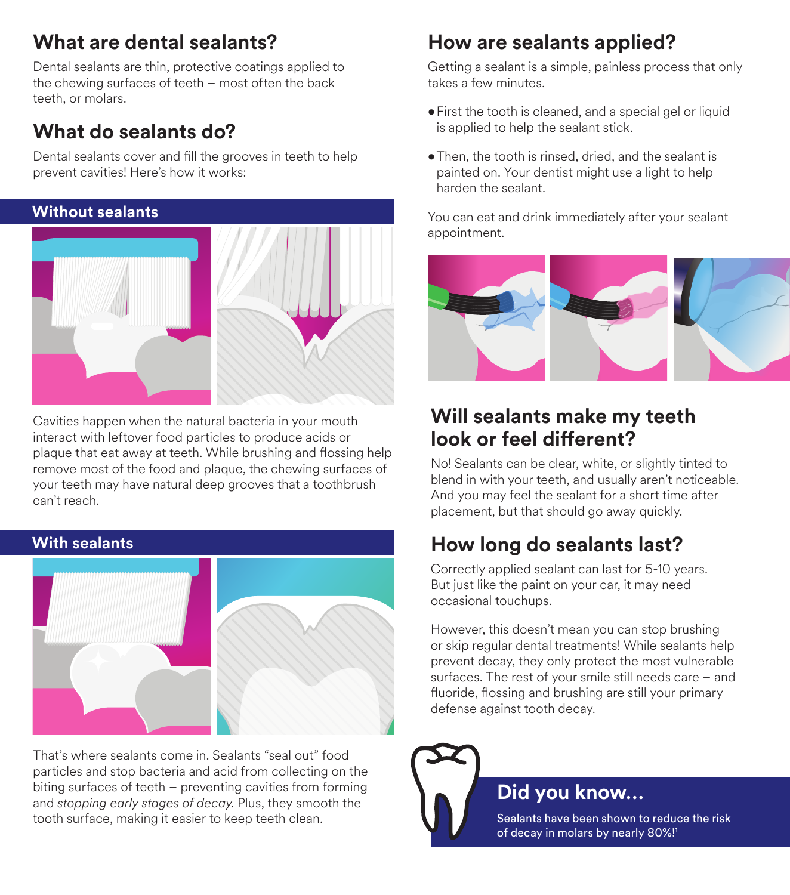## What are dental sealants?

Dental sealants are thin, protective coatings applied to the chewing surfaces of teeth – most often the back teeth, or molars.

## What do sealants do?

Dental sealants cover and fill the grooves in teeth to help prevent cavities! Here's how it works:

### Without sealants

Cavities happen when the natural bacteria in your mouth interact with leftover food particles to produce acids or plaque that eat away at teeth. While brushing and flossing help remove most of the food and plaque, the chewing surfaces of your teeth may have natural deep grooves that a toothbrush can't reach.

### With sealants

That's where sealants come in. Sealants "seal out" food particles and stop bacteria and acid from collecting on the biting surfaces of teeth – preventing cavities from forming and *stopping early stages of decay*. Plus, they smooth the tooth surface, making it easier to keep teeth clean.

## How are sealants applied?

Getting a sealant is a simple, painless process that only takes a few minutes.

- First the tooth is cleaned, and a special gel or liquid is applied to help the sealant stick.
- Then, the tooth is rinsed, dried, and the sealant is painted on. Your dentist might use a light to help harden the sealant.

You can eat and drink immediately after your sealant appointment.

## Will sealants make my teeth look or feel different?

No! Sealants can be clear, white, or slightly tinted to blend in with your teeth, and usually aren't noticeable. And you may feel the sealant for a short time after placement, but that should go away quickly.

## How long do sealants last?

Correctly applied sealant can last for 5-10 years. But just like the paint on your car, it may need occasional touchups.

However, this doesn't mean you can stop brushing or skip regular dental treatments! While sealants help prevent decay, they only protect the most vulnerable surfaces. The rest of your smile still needs care – and fluoride, flossing and brushing are still your primary defense against tooth decay.

### Did you know...

Sealants have been shown to reduce the risk of decay in molars by nearly 80%![1]